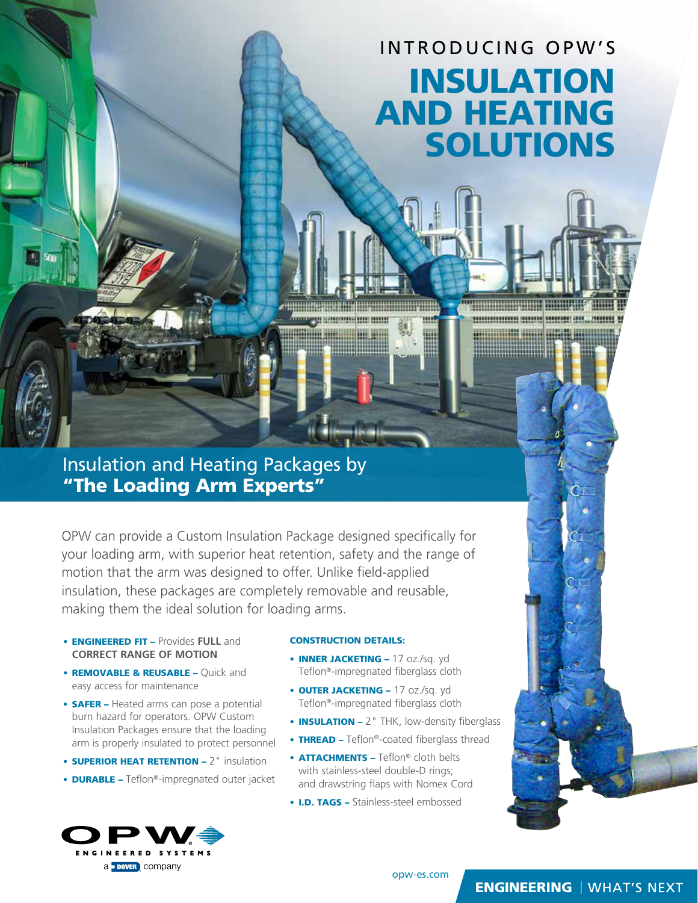INTRODUCING OPW'S

# INSULATION AND HEATING SOLUTIONS

## Insulation and Heating Packages by **"The Loading Arm Experts"**

OPW can provide a Custom Insulation Package designed specifically for your loading arm, with superior heat retention, safety and the range of motion that the arm was designed to offer. Unlike field-applied insulation, these packages are completely removable and reusable, making them the ideal solution for loading arms.

- **ENGINEERED FIT –** Provides **FULL** and **CORRECT RANGE OF MOTION**
- **REMOVABLE & REUSABLE –** Quick and easy access for maintenance
- **SAFER –** Heated arms can pose a potential burn hazard for operators. OPW Custom Insulation Packages ensure that the loading arm is properly insulated to protect personnel
- **SUPERIOR HEAT RETENTION –** 2" insulation
- **DURABLE –** Teflon®-impregnated outer jacket

**CONSTRUCTION DETAILS:**

- **INNER JACKETING –** 17 oz./sq. yd Teflon®-impregnated fiberglass cloth
- **OUTER JACKETING –** 17 oz./sq. yd Teflon®-impregnated fiberglass cloth
- **INSULATION –** 2" THK, low-density fiberglass
- **THREAD –** Teflon®-coated fiberglass thread
- **ATTACHMENTS –** Teflon® cloth belts with stainless-steel double-D rings; and drawstring flaps with Nomex Cord
- **I.D. TAGS –** Stainless-steel embossed

OPW ENGINEERED SYSTEMS
a DOVER company

opw-es.com

**ENGINEERING** | WHAT'S NEXT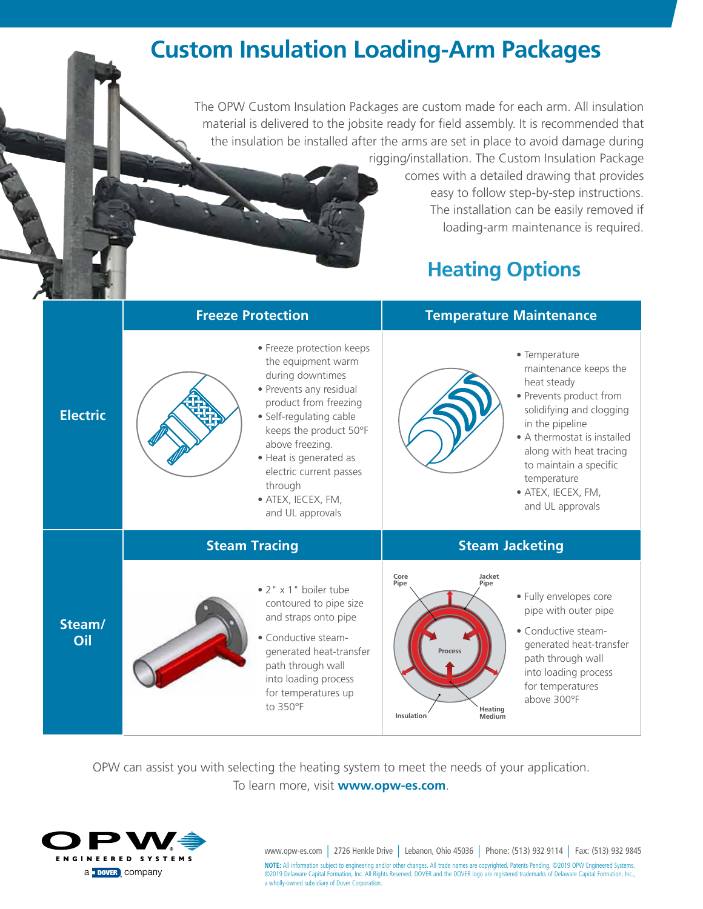# Custom Insulation Loading-Arm Packages

The OPW Custom Insulation Packages are custom made for each arm. All insulation material is delivered to the jobsite ready for field assembly. It is recommended that the insulation be installed after the arms are set in place to avoid damage during rigging/installation. The Custom Insulation Package comes with a detailed drawing that provides easy to follow step-by-step instructions. The installation can be easily removed if loading-arm maintenance is required.

## Heating Options

| | Freeze Protection | Temperature Maintenance |
|---|---|---|
| **Electric** | • Freeze protection keeps the equipment warm during downtimes<br>• Prevents any residual product from freezing<br>• Self-regulating cable keeps the product 50°F above freezing.<br>• Heat is generated as electric current passes through<br>• ATEX, IECEX, FM, and UL approvals | • Temperature maintenance keeps the heat steady<br>• Prevents product from solidifying and clogging in the pipeline<br>• A thermostat is installed along with heat tracing to maintain a specific temperature<br>• ATEX, IECEX, FM, and UL approvals |
| | **Steam Tracing** | **Steam Jacketing** |
| **Steam/ Oil** | • 2" x 1" boiler tube contoured to pipe size and straps onto pipe<br>• Conductive steam-generated heat-transfer path through wall into loading process for temperatures up to 350°F | Core Pipe, Jacket Pipe, Process, Insulation, Heating Medium<br>• Fully envelopes core pipe with outer pipe<br>• Conductive steam-generated heat-transfer path through wall into loading process for temperatures above 300°F |

OPW can assist you with selecting the heating system to meet the needs of your application. To learn more, visit **www.opw-es.com**.

OPW ENGINEERED SYSTEMS
a DOVER company

www.opw-es.com | 2726 Henkle Drive | Lebanon, Ohio 45036 | Phone: (513) 932 9114 | Fax: (513) 932 9845

NOTE: All information subject to engineering and/or other changes. All trade names are copyrighted. Patents Pending. ©2019 OPW Engineered Systems. ©2019 Delaware Capital Formation, Inc. All Rights Reserved. DOVER and the DOVER logo are registered trademarks of Delaware Capital Formation, Inc., a wholly-owned subsidiary of Dover Corporation.